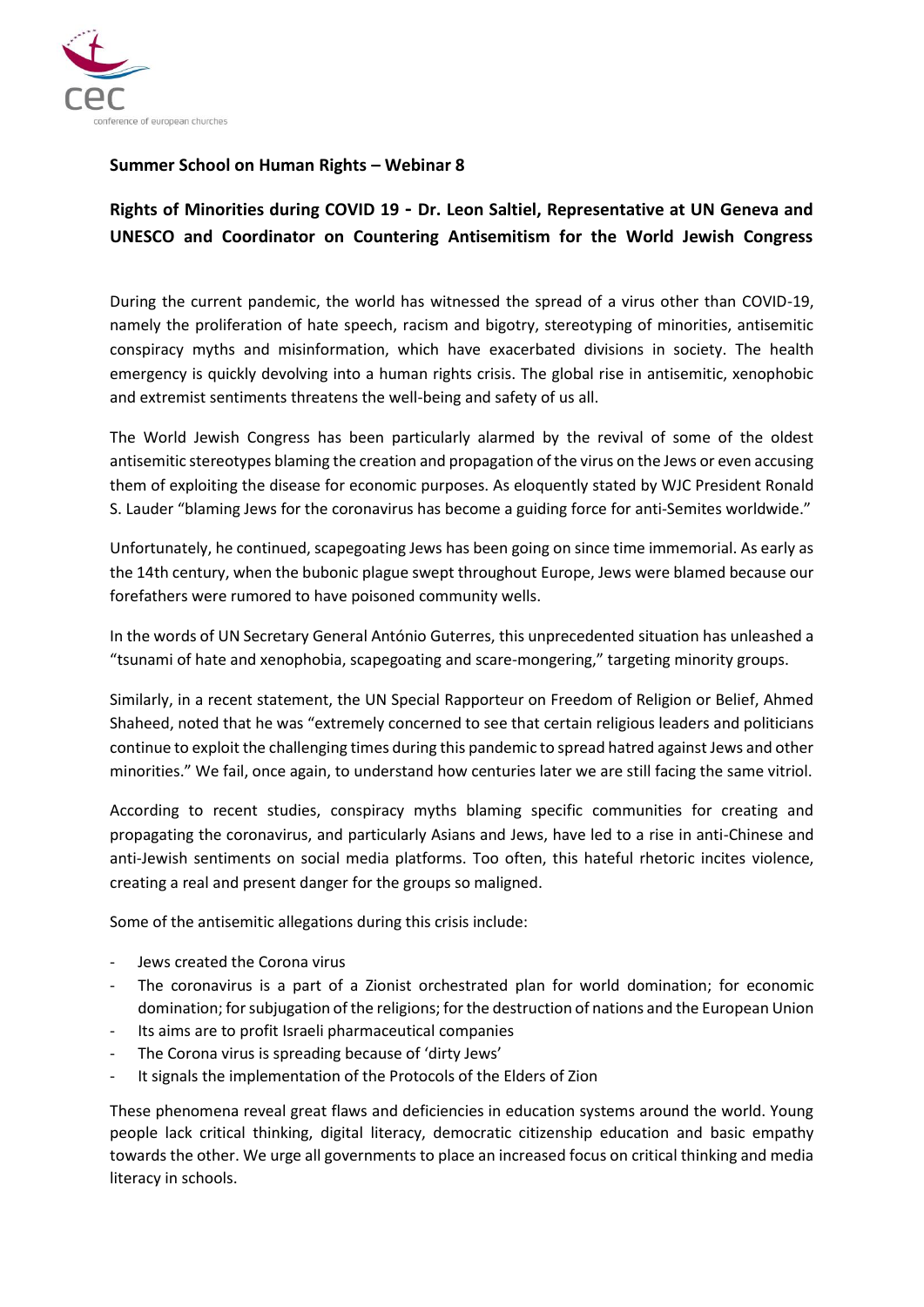**Summer School on Human Rights – Webinar 8**

## Rights of Minorities during COVID 19 - Dr. Leon Saltiel, Representative at UN Geneva and UNESCO and Coordinator on Countering Antisemitism for the World Jewish Congress

During the current pandemic, the world has witnessed the spread of a virus other than COVID-19, namely the proliferation of hate speech, racism and bigotry, stereotyping of minorities, antisemitic conspiracy myths and misinformation, which have exacerbated divisions in society. The health emergency is quickly devolving into a human rights crisis. The global rise in antisemitic, xenophobic and extremist sentiments threatens the well-being and safety of us all.

The World Jewish Congress has been particularly alarmed by the revival of some of the oldest antisemitic stereotypes blaming the creation and propagation of the virus on the Jews or even accusing them of exploiting the disease for economic purposes. As eloquently stated by WJC President Ronald S. Lauder "blaming Jews for the coronavirus has become a guiding force for anti-Semites worldwide."

Unfortunately, he continued, scapegoating Jews has been going on since time immemorial. As early as the 14th century, when the bubonic plague swept throughout Europe, Jews were blamed because our forefathers were rumored to have poisoned community wells.

In the words of UN Secretary General António Guterres, this unprecedented situation has unleashed a "tsunami of hate and xenophobia, scapegoating and scare-mongering," targeting minority groups.

Similarly, in a recent statement, the UN Special Rapporteur on Freedom of Religion or Belief, Ahmed Shaheed, noted that he was "extremely concerned to see that certain religious leaders and politicians continue to exploit the challenging times during this pandemic to spread hatred against Jews and other minorities." We fail, once again, to understand how centuries later we are still facing the same vitriol.

According to recent studies, conspiracy myths blaming specific communities for creating and propagating the coronavirus, and particularly Asians and Jews, have led to a rise in anti-Chinese and anti-Jewish sentiments on social media platforms. Too often, this hateful rhetoric incites violence, creating a real and present danger for the groups so maligned.

Some of the antisemitic allegations during this crisis include:

- Jews created the Corona virus
- The coronavirus is a part of a Zionist orchestrated plan for world domination; for economic domination; for subjugation of the religions; for the destruction of nations and the European Union
- Its aims are to profit Israeli pharmaceutical companies
- The Corona virus is spreading because of 'dirty Jews'
- It signals the implementation of the Protocols of the Elders of Zion

These phenomena reveal great flaws and deficiencies in education systems around the world. Young people lack critical thinking, digital literacy, democratic citizenship education and basic empathy towards the other. We urge all governments to place an increased focus on critical thinking and media literacy in schools.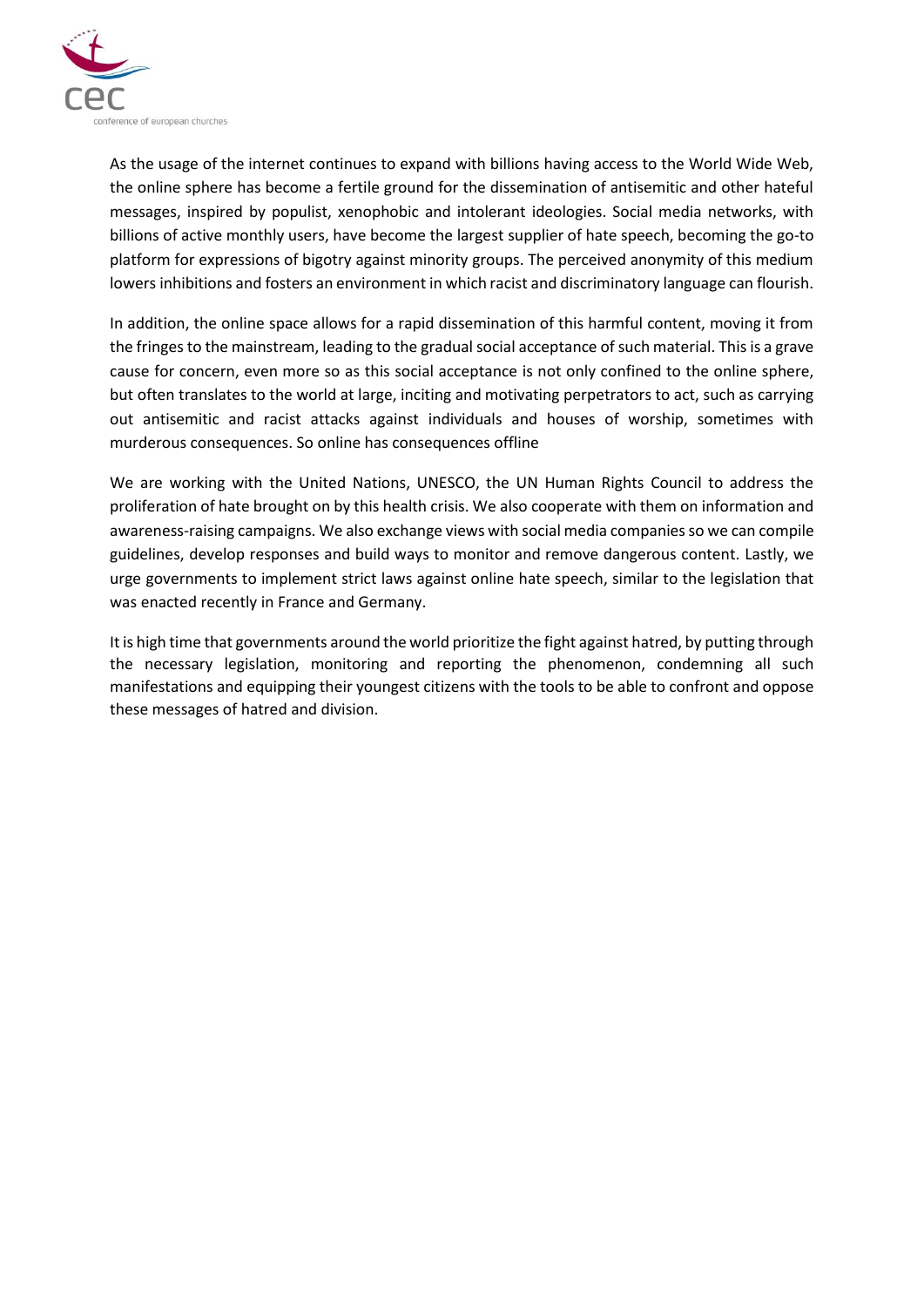As the usage of the internet continues to expand with billions having access to the World Wide Web, the online sphere has become a fertile ground for the dissemination of antisemitic and other hateful messages, inspired by populist, xenophobic and intolerant ideologies. Social media networks, with billions of active monthly users, have become the largest supplier of hate speech, becoming the go-to platform for expressions of bigotry against minority groups. The perceived anonymity of this medium lowers inhibitions and fosters an environment in which racist and discriminatory language can flourish.

In addition, the online space allows for a rapid dissemination of this harmful content, moving it from the fringes to the mainstream, leading to the gradual social acceptance of such material. This is a grave cause for concern, even more so as this social acceptance is not only confined to the online sphere, but often translates to the world at large, inciting and motivating perpetrators to act, such as carrying out antisemitic and racist attacks against individuals and houses of worship, sometimes with murderous consequences. So online has consequences offline

We are working with the United Nations, UNESCO, the UN Human Rights Council to address the proliferation of hate brought on by this health crisis. We also cooperate with them on information and awareness-raising campaigns. We also exchange views with social media companies so we can compile guidelines, develop responses and build ways to monitor and remove dangerous content. Lastly, we urge governments to implement strict laws against online hate speech, similar to the legislation that was enacted recently in France and Germany.

It is high time that governments around the world prioritize the fight against hatred, by putting through the necessary legislation, monitoring and reporting the phenomenon, condemning all such manifestations and equipping their youngest citizens with the tools to be able to confront and oppose these messages of hatred and division.